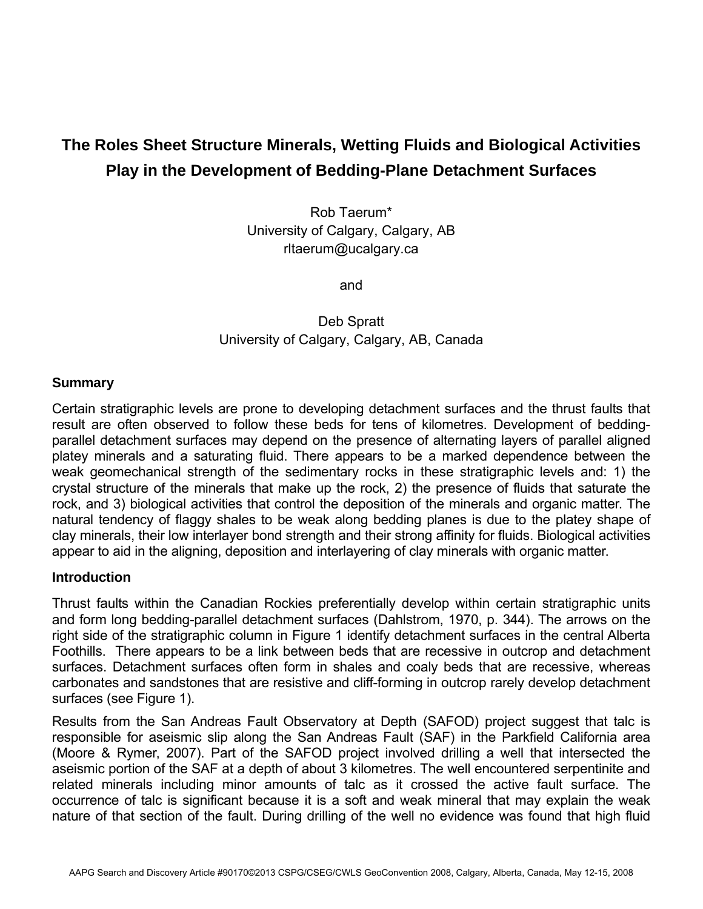# The Roles Sheet Structure Minerals, Wetting Fluids and Biological Activities Play in the Development of Bedding-Plane Detachment Surfaces

Rob Taerum*
University of Calgary, Calgary, AB
rltaerum@ucalgary.ca

and

Deb Spratt
University of Calgary, Calgary, AB, Canada

## Summary

Certain stratigraphic levels are prone to developing detachment surfaces and the thrust faults that result are often observed to follow these beds for tens of kilometres. Development of bedding-parallel detachment surfaces may depend on the presence of alternating layers of parallel aligned platey minerals and a saturating fluid. There appears to be a marked dependence between the weak geomechanical strength of the sedimentary rocks in these stratigraphic levels and: 1) the crystal structure of the minerals that make up the rock, 2) the presence of fluids that saturate the rock, and 3) biological activities that control the deposition of the minerals and organic matter. The natural tendency of flaggy shales to be weak along bedding planes is due to the platey shape of clay minerals, their low interlayer bond strength and their strong affinity for fluids. Biological activities appear to aid in the aligning, deposition and interlayering of clay minerals with organic matter.

## Introduction

Thrust faults within the Canadian Rockies preferentially develop within certain stratigraphic units and form long bedding-parallel detachment surfaces (Dahlstrom, 1970, p. 344). The arrows on the right side of the stratigraphic column in Figure 1 identify detachment surfaces in the central Alberta Foothills. There appears to be a link between beds that are recessive in outcrop and detachment surfaces. Detachment surfaces often form in shales and coaly beds that are recessive, whereas carbonates and sandstones that are resistive and cliff-forming in outcrop rarely develop detachment surfaces (see Figure 1).

Results from the San Andreas Fault Observatory at Depth (SAFOD) project suggest that talc is responsible for aseismic slip along the San Andreas Fault (SAF) in the Parkfield California area (Moore & Rymer, 2007). Part of the SAFOD project involved drilling a well that intersected the aseismic portion of the SAF at a depth of about 3 kilometres. The well encountered serpentinite and related minerals including minor amounts of talc as it crossed the active fault surface. The occurrence of talc is significant because it is a soft and weak mineral that may explain the weak nature of that section of the fault. During drilling of the well no evidence was found that high fluid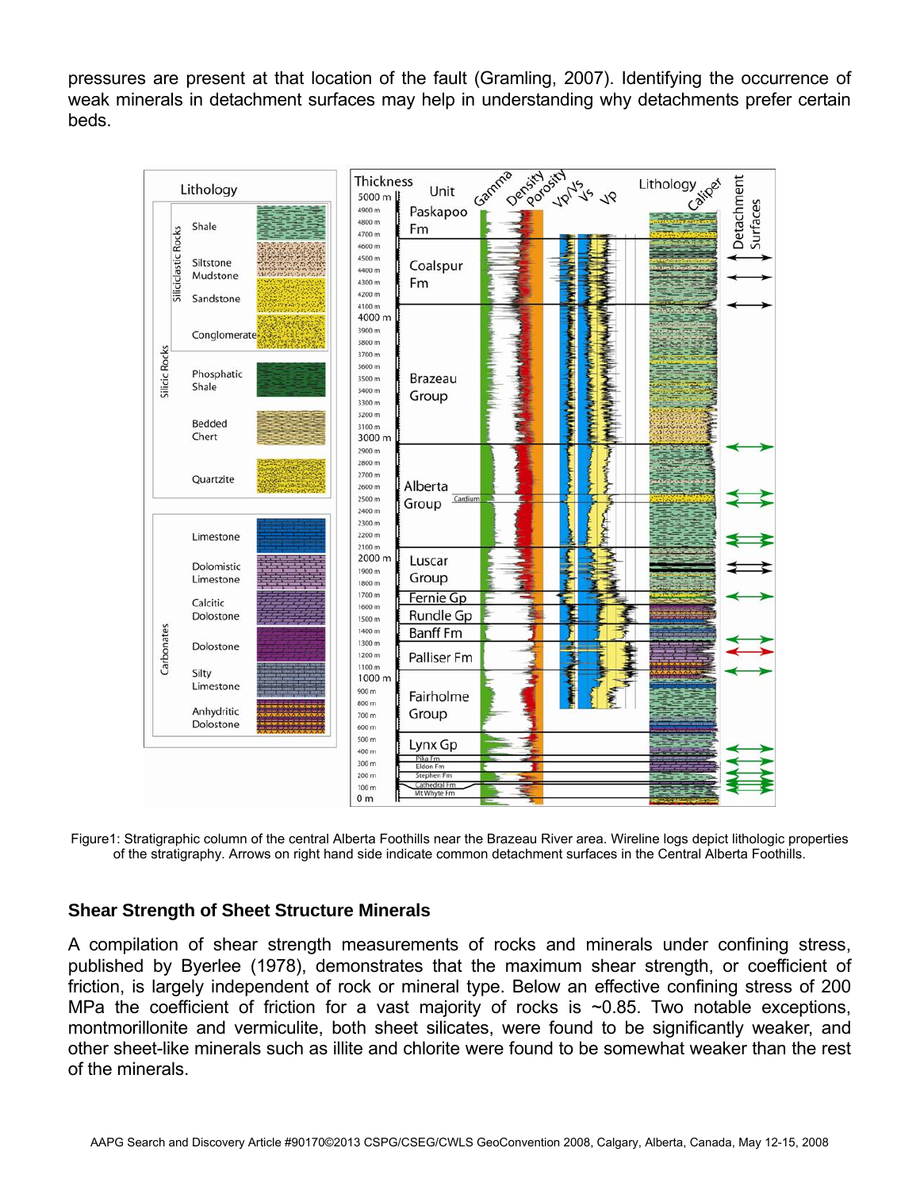pressures are present at that location of the fault (Gramling, 2007). Identifying the occurrence of weak minerals in detachment surfaces may help in understanding why detachments prefer certain beds.

Figure1: Stratigraphic column of the central Alberta Foothills near the Brazeau River area. Wireline logs depict lithologic properties of the stratigraphy. Arrows on right hand side indicate common detachment surfaces in the Central Alberta Foothills.

## Shear Strength of Sheet Structure Minerals

A compilation of shear strength measurements of rocks and minerals under confining stress, published by Byerlee (1978), demonstrates that the maximum shear strength, or coefficient of friction, is largely independent of rock or mineral type. Below an effective confining stress of 200 MPa the coefficient of friction for a vast majority of rocks is ~0.85. Two notable exceptions, montmorillonite and vermiculite, both sheet silicates, were found to be significantly weaker, and other sheet-like minerals such as illite and chlorite were found to be somewhat weaker than the rest of the minerals.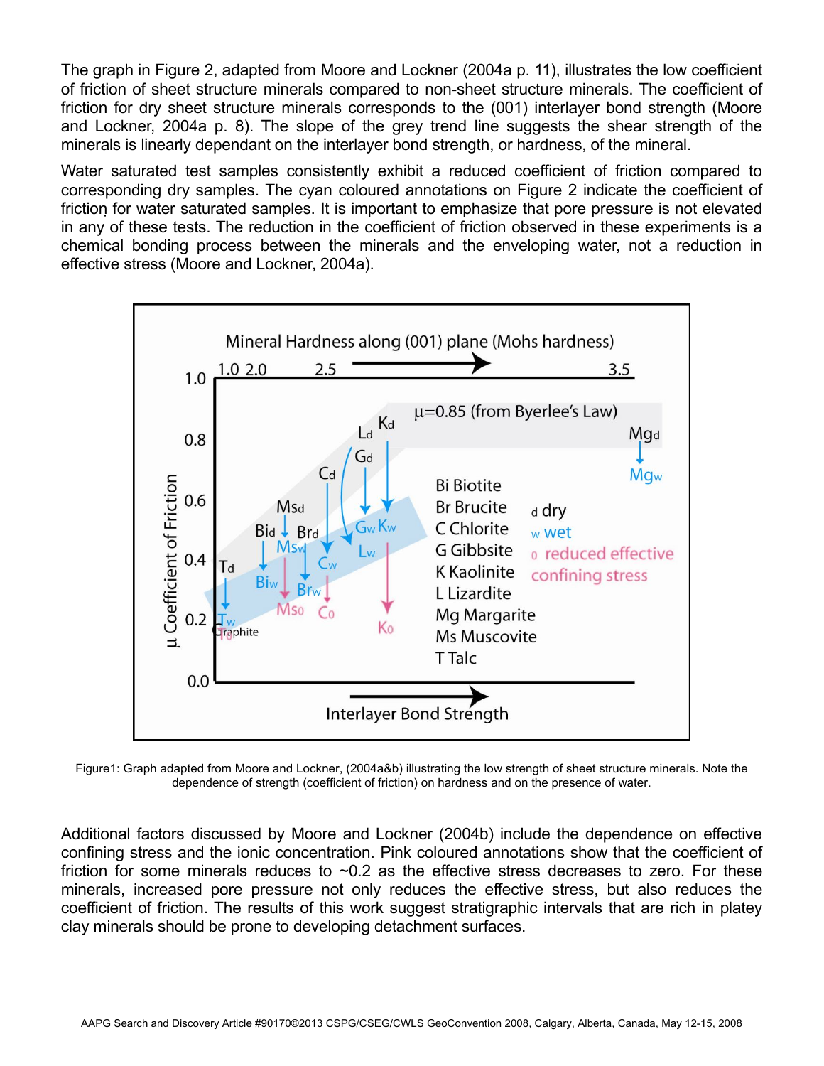The graph in Figure 2, adapted from Moore and Lockner (2004a p. 11), illustrates the low coefficient of friction of sheet structure minerals compared to non-sheet structure minerals. The coefficient of friction for dry sheet structure minerals corresponds to the (001) interlayer bond strength (Moore and Lockner, 2004a p. 8). The slope of the grey trend line suggests the shear strength of the minerals is linearly dependant on the interlayer bond strength, or hardness, of the mineral.

Water saturated test samples consistently exhibit a reduced coefficient of friction compared to corresponding dry samples. The cyan coloured annotations on Figure 2 indicate the coefficient of friction for water saturated samples. It is important to emphasize that pore pressure is not elevated in any of these tests. The reduction in the coefficient of friction observed in these experiments is a chemical bonding process between the minerals and the enveloping water, not a reduction in effective stress (Moore and Lockner, 2004a).

Figure1: Graph adapted from Moore and Lockner, (2004a&b) illustrating the low strength of sheet structure minerals. Note the dependence of strength (coefficient of friction) on hardness and on the presence of water.

Additional factors discussed by Moore and Lockner (2004b) include the dependence on effective confining stress and the ionic concentration. Pink coloured annotations show that the coefficient of friction for some minerals reduces to ~0.2 as the effective stress decreases to zero. For these minerals, increased pore pressure not only reduces the effective stress, but also reduces the coefficient of friction. The results of this work suggest stratigraphic intervals that are rich in platey clay minerals should be prone to developing detachment surfaces.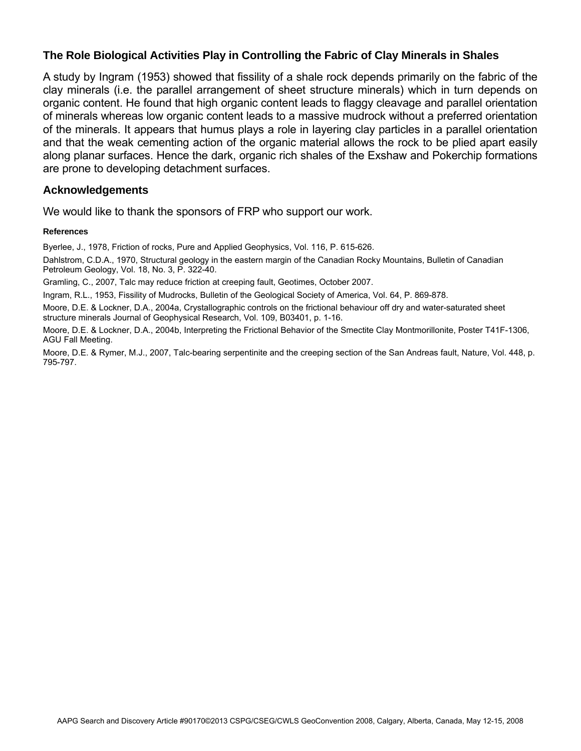## The Role Biological Activities Play in Controlling the Fabric of Clay Minerals in Shales

A study by Ingram (1953) showed that fissility of a shale rock depends primarily on the fabric of the clay minerals (i.e. the parallel arrangement of sheet structure minerals) which in turn depends on organic content. He found that high organic content leads to flaggy cleavage and parallel orientation of minerals whereas low organic content leads to a massive mudrock without a preferred orientation of the minerals. It appears that humus plays a role in layering clay particles in a parallel orientation and that the weak cementing action of the organic material allows the rock to be plied apart easily along planar surfaces. Hence the dark, organic rich shales of the Exshaw and Pokerchip formations are prone to developing detachment surfaces.

## Acknowledgements

We would like to thank the sponsors of FRP who support our work.

#### References

Byerlee, J., 1978, Friction of rocks, Pure and Applied Geophysics, Vol. 116, P. 615-626.

Dahlstrom, C.D.A., 1970, Structural geology in the eastern margin of the Canadian Rocky Mountains, Bulletin of Canadian Petroleum Geology, Vol. 18, No. 3, P. 322-40.

Gramling, C., 2007, Talc may reduce friction at creeping fault, Geotimes, October 2007.

Ingram, R.L., 1953, Fissility of Mudrocks, Bulletin of the Geological Society of America, Vol. 64, P. 869-878.

Moore, D.E. & Lockner, D.A., 2004a, Crystallographic controls on the frictional behaviour off dry and water-saturated sheet structure minerals Journal of Geophysical Research, Vol. 109, B03401, p. 1-16.

Moore, D.E. & Lockner, D.A., 2004b, Interpreting the Frictional Behavior of the Smectite Clay Montmorillonite, Poster T41F-1306, AGU Fall Meeting.

Moore, D.E. & Rymer, M.J., 2007, Talc-bearing serpentinite and the creeping section of the San Andreas fault, Nature, Vol. 448, p. 795-797.